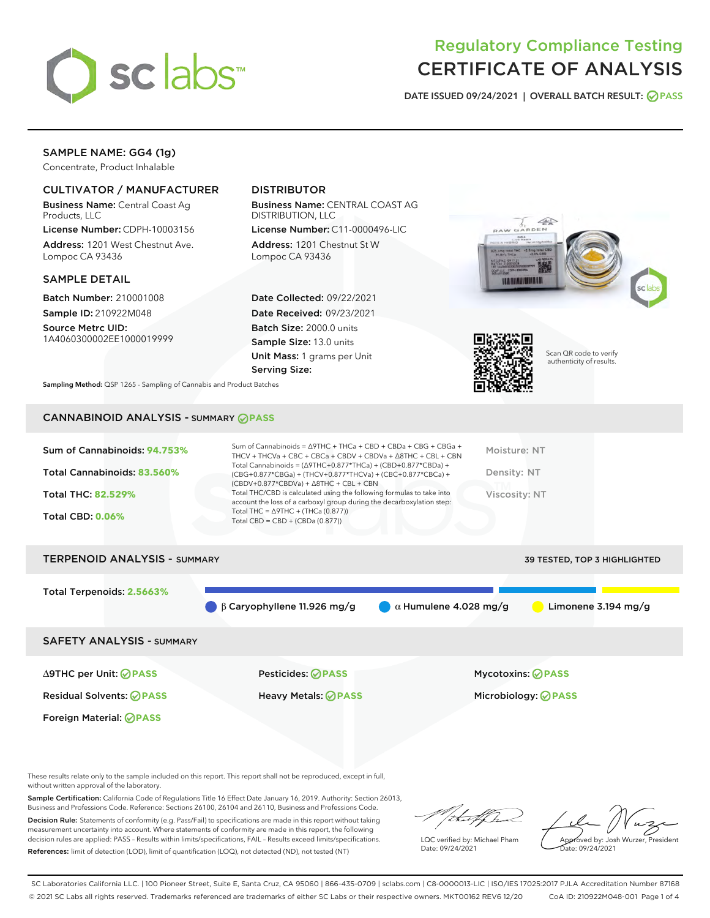# Regulatory Compliance Testing
# CERTIFICATE OF ANALYSIS

DATE ISSUED 09/24/2021 | OVERALL BATCH RESULT: PASS

## SAMPLE NAME: GG4 (1g)

Concentrate, Product Inhalable

### CULTIVATOR / MANUFACTURER

**Business Name:** Central Coast Ag Products, LLC

**License Number:** CDPH-10003156

**Address:** 1201 West Chestnut Ave. Lompoc CA 93436

### DISTRIBUTOR

**Business Name:** CENTRAL COAST AG DISTRIBUTION, LLC

**License Number:** C11-0000496-LIC

**Address:** 1201 Chestnut St W Lompoc CA 93436

### SAMPLE DETAIL

**Batch Number:** 210001008

**Sample ID:** 210922M048

**Source Metrc UID:** 1A4060300002EE1000019999

**Date Collected:** 09/22/2021

**Date Received:** 09/23/2021

**Batch Size:** 2000.0 units

**Sample Size:** 13.0 units

**Unit Mass:** 1 grams per Unit

**Serving Size:**

Scan QR code to verify authenticity of results.

**Sampling Method:** QSP 1265 - Sampling of Cannabis and Product Batches

## CANNABINOID ANALYSIS - SUMMARY PASS

Sum of Cannabinoids: **94.753%**

Total Cannabinoids: **83.560%**

Total THC: **82.529%**

Total CBD: **0.06%**

Sum of Cannabinoids = Δ9THC + THCa + CBD + CBDa + CBG + CBGa + THCV + THCVa + CBC + CBCa + CBDV + CBDVa + Δ8THC + CBL + CBN

Total Cannabinoids = (Δ9THC+0.877*THCa) + (CBD+0.877*CBDa) + (CBG+0.877*CBGa) + (THCV+0.877*THCVa) + (CBC+0.877*CBCa) + (CBDV+0.877*CBDVa) + Δ8THC + CBL + CBN

Total THC/CBD is calculated using the following formulas to take into account the loss of a carboxyl group during the decarboxylation step:

Total THC = Δ9THC + (THCa (0.877))

Total CBD = CBD + (CBDa (0.877))

Moisture: NT

Density: NT

Viscosity: NT

## TERPENOID ANALYSIS - SUMMARY

39 TESTED, TOP 3 HIGHLIGHTED

Total Terpenoids: **2.5663%**

β Caryophyllene 11.926 mg/g | α Humulene 4.028 mg/g | Limonene 3.194 mg/g

## SAFETY ANALYSIS - SUMMARY

| | | |
|---|---|---|
| Δ9THC per Unit: PASS | Pesticides: PASS | Mycotoxins: PASS |
| Residual Solvents: PASS | Heavy Metals: PASS | Microbiology: PASS |
| Foreign Material: PASS | | |

These results relate only to the sample included on this report. This report shall not be reproduced, except in full, without written approval of the laboratory.

**Sample Certification:** California Code of Regulations Title 16 Effect Date January 16, 2019. Authority: Section 26013, Business and Professions Code. Reference: Sections 26100, 26104 and 26110, Business and Professions Code.

**Decision Rule:** Statements of conformity (e.g. Pass/Fail) to specifications are made in this report without taking measurement uncertainty into account. Where statements of conformity are made in this report, the following decision rules are applied: PASS – Results within limits/specifications, FAIL – Results exceed limits/specifications.

**References:** limit of detection (LOD), limit of quantification (LOQ), not detected (ND), not tested (NT)

LQC verified by: Michael Pham
Date: 09/24/2021

Approved by: Josh Wurzer, President
Date: 09/24/2021

SC Laboratories California LLC. | 100 Pioneer Street, Suite E, Santa Cruz, CA 95060 | 866-435-0709 | sclabs.com | C8-0000013-LIC | ISO/IES 17025:2017 PJLA Accreditation Number 87168
© 2021 SC Labs all rights reserved. Trademarks referenced are trademarks of either SC Labs or their respective owners. MKT00162 REV6 12/20 CoA ID: 210922M048-001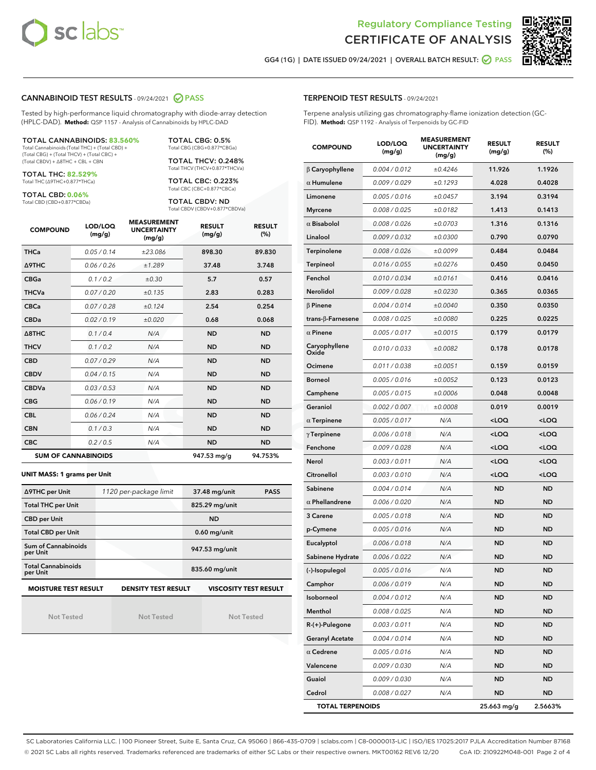Regulatory Compliance Testing
# CERTIFICATE OF ANALYSIS

GG4 (1G) | DATE ISSUED 09/24/2021 | OVERALL BATCH RESULT: PASS

## CANNABINOID TEST RESULTS - 09/24/2021 PASS

Tested by high-performance liquid chromatography with diode-array detection (HPLC-DAD). **Method:** QSP 1157 - Analysis of Cannabinoids by HPLC-DAD

**TOTAL CANNABINOIDS: 83.560%**
Total Cannabinoids (Total THC) + (Total CBD) + (Total CBG) + (Total THCV) + (Total CBC) + (Total CBDV) + Δ8THC + CBL + CBN

**TOTAL THC: 82.529%**
Total THC (Δ9THC+0.877*THCa)

**TOTAL CBD: 0.06%**
Total CBD (CBD+0.877*CBDa)

**TOTAL CBG: 0.5%**
Total CBG (CBG+0.877*CBGa)

**TOTAL THCV: 0.248%**
Total THCV (THCV+0.877*THCVa)

**TOTAL CBC: 0.223%**
Total CBC (CBC+0.877*CBCa)

**TOTAL CBDV: ND**
Total CBDV (CBDV+0.877*CBDVa)

| COMPOUND | LOD/LOQ (mg/g) | MEASUREMENT UNCERTAINTY (mg/g) | RESULT (mg/g) | RESULT (%) |
|---|---|---|---|---|
| THCa | 0.05 / 0.14 | ±23.086 | 898.30 | 89.830 |
| Δ9THC | 0.06 / 0.26 | ±1.289 | 37.48 | 3.748 |
| CBGa | 0.1 / 0.2 | ±0.30 | 5.7 | 0.57 |
| THCVa | 0.07 / 0.20 | ±0.135 | 2.83 | 0.283 |
| CBCa | 0.07 / 0.28 | ±0.124 | 2.54 | 0.254 |
| CBDa | 0.02 / 0.19 | ±0.020 | 0.68 | 0.068 |
| Δ8THC | 0.1 / 0.4 | N/A | ND | ND |
| THCV | 0.1 / 0.2 | N/A | ND | ND |
| CBD | 0.07 / 0.29 | N/A | ND | ND |
| CBDV | 0.04 / 0.15 | N/A | ND | ND |
| CBDVa | 0.03 / 0.53 | N/A | ND | ND |
| CBG | 0.06 / 0.19 | N/A | ND | ND |
| CBL | 0.06 / 0.24 | N/A | ND | ND |
| CBN | 0.1 / 0.3 | N/A | ND | ND |
| CBC | 0.2 / 0.5 | N/A | ND | ND |
| **SUM OF CANNABINOIDS** | | | **947.53 mg/g** | **94.753%** |

**UNIT MASS: 1 grams per Unit**

| | | | |
|---|---|---|---|
| Δ9THC per Unit | 1120 per-package limit | 37.48 mg/unit | PASS |
| Total THC per Unit | | 825.29 mg/unit | |
| CBD per Unit | | ND | |
| Total CBD per Unit | | 0.60 mg/unit | |
| Sum of Cannabinoids per Unit | | 947.53 mg/unit | |
| Total Cannabinoids per Unit | | 835.60 mg/unit | |

| MOISTURE TEST RESULT | DENSITY TEST RESULT | VISCOSITY TEST RESULT |
|---|---|---|
| Not Tested | Not Tested | Not Tested |

## TERPENOID TEST RESULTS - 09/24/2021

Terpene analysis utilizing gas chromatography-flame ionization detection (GC-FID). **Method:** QSP 1192 - Analysis of Terpenoids by GC-FID

| COMPOUND | LOD/LOQ (mg/g) | MEASUREMENT UNCERTAINTY (mg/g) | RESULT (mg/g) | RESULT (%) |
|---|---|---|---|---|
| β Caryophyllene | 0.004 / 0.012 | ±0.4246 | 11.926 | 1.1926 |
| α Humulene | 0.009 / 0.029 | ±0.1293 | 4.028 | 0.4028 |
| Limonene | 0.005 / 0.016 | ±0.0457 | 3.194 | 0.3194 |
| Myrcene | 0.008 / 0.025 | ±0.0182 | 1.413 | 0.1413 |
| α Bisabolol | 0.008 / 0.026 | ±0.0703 | 1.316 | 0.1316 |
| Linalool | 0.009 / 0.032 | ±0.0300 | 0.790 | 0.0790 |
| Terpinolene | 0.008 / 0.026 | ±0.0099 | 0.484 | 0.0484 |
| Terpineol | 0.016 / 0.055 | ±0.0276 | 0.450 | 0.0450 |
| Fenchol | 0.010 / 0.034 | ±0.0161 | 0.416 | 0.0416 |
| Nerolidol | 0.009 / 0.028 | ±0.0230 | 0.365 | 0.0365 |
| β Pinene | 0.004 / 0.014 | ±0.0040 | 0.350 | 0.0350 |
| trans-β-Farnesene | 0.008 / 0.025 | ±0.0080 | 0.225 | 0.0225 |
| α Pinene | 0.005 / 0.017 | ±0.0015 | 0.179 | 0.0179 |
| Caryophyllene Oxide | 0.010 / 0.033 | ±0.0082 | 0.178 | 0.0178 |
| Ocimene | 0.011 / 0.038 | ±0.0051 | 0.159 | 0.0159 |
| Borneol | 0.005 / 0.016 | ±0.0052 | 0.123 | 0.0123 |
| Camphene | 0.005 / 0.015 | ±0.0006 | 0.048 | 0.0048 |
| Geraniol | 0.002 / 0.007 | ±0.0008 | 0.019 | 0.0019 |
| α Terpinene | 0.005 / 0.017 | N/A | <LOQ | <LOQ |
| γ Terpinene | 0.006 / 0.018 | N/A | <LOQ | <LOQ |
| Fenchone | 0.009 / 0.028 | N/A | <LOQ | <LOQ |
| Nerol | 0.003 / 0.011 | N/A | <LOQ | <LOQ |
| Citronellol | 0.003 / 0.010 | N/A | <LOQ | <LOQ |
| Sabinene | 0.004 / 0.014 | N/A | ND | ND |
| α Phellandrene | 0.006 / 0.020 | N/A | ND | ND |
| 3 Carene | 0.005 / 0.018 | N/A | ND | ND |
| p-Cymene | 0.005 / 0.016 | N/A | ND | ND |
| Eucalyptol | 0.006 / 0.018 | N/A | ND | ND |
| Sabinene Hydrate | 0.006 / 0.022 | N/A | ND | ND |
| (-)-Isopulegol | 0.005 / 0.016 | N/A | ND | ND |
| Camphor | 0.006 / 0.019 | N/A | ND | ND |
| Isoborneol | 0.004 / 0.012 | N/A | ND | ND |
| Menthol | 0.008 / 0.025 | N/A | ND | ND |
| R-(+)-Pulegone | 0.003 / 0.011 | N/A | ND | ND |
| Geranyl Acetate | 0.004 / 0.014 | N/A | ND | ND |
| α Cedrene | 0.005 / 0.016 | N/A | ND | ND |
| Valencene | 0.009 / 0.030 | N/A | ND | ND |
| Guaiol | 0.009 / 0.030 | N/A | ND | ND |
| Cedrol | 0.008 / 0.027 | N/A | ND | ND |
| **TOTAL TERPENOIDS** | | | **25.663 mg/g** | **2.5663%** |

SC Laboratories California LLC. | 100 Pioneer Street, Suite E, Santa Cruz, CA 95060 | 866-435-0709 | sclabs.com | C8-0000013-LIC | ISO/IES 17025:2017 PJLA Accreditation Number 87168
© 2021 SC Labs all rights reserved. Trademarks referenced are trademarks of either SC Labs or their respective owners. MKT00162 REV6 12/20 CoA ID: 210922M048-001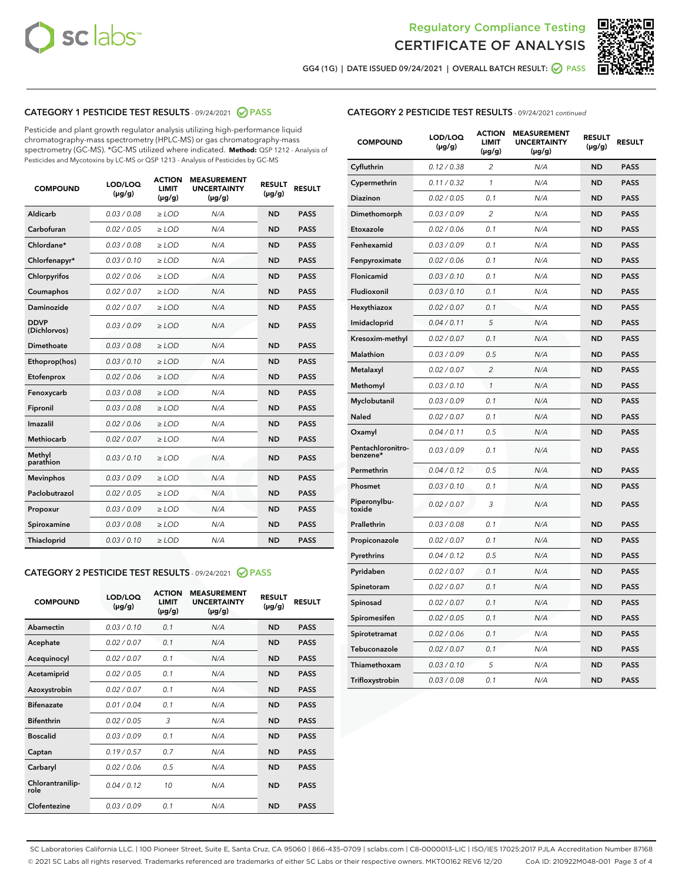Regulatory Compliance Testing

# CERTIFICATE OF ANALYSIS

GG4 (1G) | DATE ISSUED 09/24/2021 | OVERALL BATCH RESULT: PASS

## CATEGORY 1 PESTICIDE TEST RESULTS - 09/24/2021 PASS

Pesticide and plant growth regulator analysis utilizing high-performance liquid chromatography-mass spectrometry (HPLC-MS) or gas chromatography-mass spectrometry (GC-MS). *GC-MS utilized where indicated. **Method:** QSP 1212 - Analysis of Pesticides and Mycotoxins by LC-MS or QSP 1213 - Analysis of Pesticides by GC-MS

| COMPOUND | LOD/LOQ (µg/g) | ACTION LIMIT (µg/g) | MEASUREMENT UNCERTAINTY (µg/g) | RESULT (µg/g) | RESULT |
|---|---|---|---|---|---|
| Aldicarb | 0.03 / 0.08 | ≥ LOD | N/A | ND | PASS |
| Carbofuran | 0.02 / 0.05 | ≥ LOD | N/A | ND | PASS |
| Chlordane* | 0.03 / 0.08 | ≥ LOD | N/A | ND | PASS |
| Chlorfenapyr* | 0.03 / 0.10 | ≥ LOD | N/A | ND | PASS |
| Chlorpyrifos | 0.02 / 0.06 | ≥ LOD | N/A | ND | PASS |
| Coumaphos | 0.02 / 0.07 | ≥ LOD | N/A | ND | PASS |
| Daminozide | 0.02 / 0.07 | ≥ LOD | N/A | ND | PASS |
| DDVP (Dichlorvos) | 0.03 / 0.09 | ≥ LOD | N/A | ND | PASS |
| Dimethoate | 0.03 / 0.08 | ≥ LOD | N/A | ND | PASS |
| Ethoprop(hos) | 0.03 / 0.10 | ≥ LOD | N/A | ND | PASS |
| Etofenprox | 0.02 / 0.06 | ≥ LOD | N/A | ND | PASS |
| Fenoxycarb | 0.03 / 0.08 | ≥ LOD | N/A | ND | PASS |
| Fipronil | 0.03 / 0.08 | ≥ LOD | N/A | ND | PASS |
| Imazalil | 0.02 / 0.06 | ≥ LOD | N/A | ND | PASS |
| Methiocarb | 0.02 / 0.07 | ≥ LOD | N/A | ND | PASS |
| Methyl parathion | 0.03 / 0.10 | ≥ LOD | N/A | ND | PASS |
| Mevinphos | 0.03 / 0.09 | ≥ LOD | N/A | ND | PASS |
| Paclobutrazol | 0.02 / 0.05 | ≥ LOD | N/A | ND | PASS |
| Propoxur | 0.03 / 0.09 | ≥ LOD | N/A | ND | PASS |
| Spiroxamine | 0.03 / 0.08 | ≥ LOD | N/A | ND | PASS |
| Thiacloprid | 0.03 / 0.10 | ≥ LOD | N/A | ND | PASS |

## CATEGORY 2 PESTICIDE TEST RESULTS - 09/24/2021 PASS

| COMPOUND | LOD/LOQ (µg/g) | ACTION LIMIT (µg/g) | MEASUREMENT UNCERTAINTY (µg/g) | RESULT (µg/g) | RESULT |
|---|---|---|---|---|---|
| Abamectin | 0.03 / 0.10 | 0.1 | N/A | ND | PASS |
| Acephate | 0.02 / 0.07 | 0.1 | N/A | ND | PASS |
| Acequinocyl | 0.02 / 0.07 | 0.1 | N/A | ND | PASS |
| Acetamiprid | 0.02 / 0.05 | 0.1 | N/A | ND | PASS |
| Azoxystrobin | 0.02 / 0.07 | 0.1 | N/A | ND | PASS |
| Bifenazate | 0.01 / 0.04 | 0.1 | N/A | ND | PASS |
| Bifenthrin | 0.02 / 0.05 | 3 | N/A | ND | PASS |
| Boscalid | 0.03 / 0.09 | 0.1 | N/A | ND | PASS |
| Captan | 0.19 / 0.57 | 0.7 | N/A | ND | PASS |
| Carbaryl | 0.02 / 0.06 | 0.5 | N/A | ND | PASS |
| Chlorantraniliprole | 0.04 / 0.12 | 10 | N/A | ND | PASS |
| Clofentezine | 0.03 / 0.09 | 0.1 | N/A | ND | PASS |
| Cyfluthrin | 0.12 / 0.38 | 2 | N/A | ND | PASS |
| Cypermethrin | 0.11 / 0.32 | 1 | N/A | ND | PASS |
| Diazinon | 0.02 / 0.05 | 0.1 | N/A | ND | PASS |
| Dimethomorph | 0.03 / 0.09 | 2 | N/A | ND | PASS |
| Etoxazole | 0.02 / 0.06 | 0.1 | N/A | ND | PASS |
| Fenhexamid | 0.03 / 0.09 | 0.1 | N/A | ND | PASS |
| Fenpyroximate | 0.02 / 0.06 | 0.1 | N/A | ND | PASS |
| Flonicamid | 0.03 / 0.10 | 0.1 | N/A | ND | PASS |
| Fludioxonil | 0.03 / 0.10 | 0.1 | N/A | ND | PASS |
| Hexythiazox | 0.02 / 0.07 | 0.1 | N/A | ND | PASS |
| Imidacloprid | 0.04 / 0.11 | 5 | N/A | ND | PASS |
| Kresoxim-methyl | 0.02 / 0.07 | 0.1 | N/A | ND | PASS |
| Malathion | 0.03 / 0.09 | 0.5 | N/A | ND | PASS |
| Metalaxyl | 0.02 / 0.07 | 2 | N/A | ND | PASS |
| Methomyl | 0.03 / 0.10 | 1 | N/A | ND | PASS |
| Myclobutanil | 0.03 / 0.09 | 0.1 | N/A | ND | PASS |
| Naled | 0.02 / 0.07 | 0.1 | N/A | ND | PASS |
| Oxamyl | 0.04 / 0.11 | 0.5 | N/A | ND | PASS |
| Pentachloronitrobenzene* | 0.03 / 0.09 | 0.1 | N/A | ND | PASS |
| Permethrin | 0.04 / 0.12 | 0.5 | N/A | ND | PASS |
| Phosmet | 0.03 / 0.10 | 0.1 | N/A | ND | PASS |
| Piperonylbutoxide | 0.02 / 0.07 | 3 | N/A | ND | PASS |
| Prallethrin | 0.03 / 0.08 | 0.1 | N/A | ND | PASS |
| Propiconazole | 0.02 / 0.07 | 0.1 | N/A | ND | PASS |
| Pyrethrins | 0.04 / 0.12 | 0.5 | N/A | ND | PASS |
| Pyridaben | 0.02 / 0.07 | 0.1 | N/A | ND | PASS |
| Spinetoram | 0.02 / 0.07 | 0.1 | N/A | ND | PASS |
| Spinosad | 0.02 / 0.07 | 0.1 | N/A | ND | PASS |
| Spiromesifen | 0.02 / 0.05 | 0.1 | N/A | ND | PASS |
| Spirotetramat | 0.02 / 0.06 | 0.1 | N/A | ND | PASS |
| Tebuconazole | 0.02 / 0.07 | 0.1 | N/A | ND | PASS |
| Thiamethoxam | 0.03 / 0.10 | 5 | N/A | ND | PASS |
| Trifloxystrobin | 0.03 / 0.08 | 0.1 | N/A | ND | PASS |

SC Laboratories California LLC. | 100 Pioneer Street, Suite E, Santa Cruz, CA 95060 | 866-435-0709 | sclabs.com | C8-0000013-LIC | ISO/IES 17025:2017 PJLA Accreditation Number 87168
© 2021 SC Labs all rights reserved. Trademarks referenced are trademarks of either SC Labs or their respective owners. MKT00162 REV6 12/20 CoA ID: 210922M048-001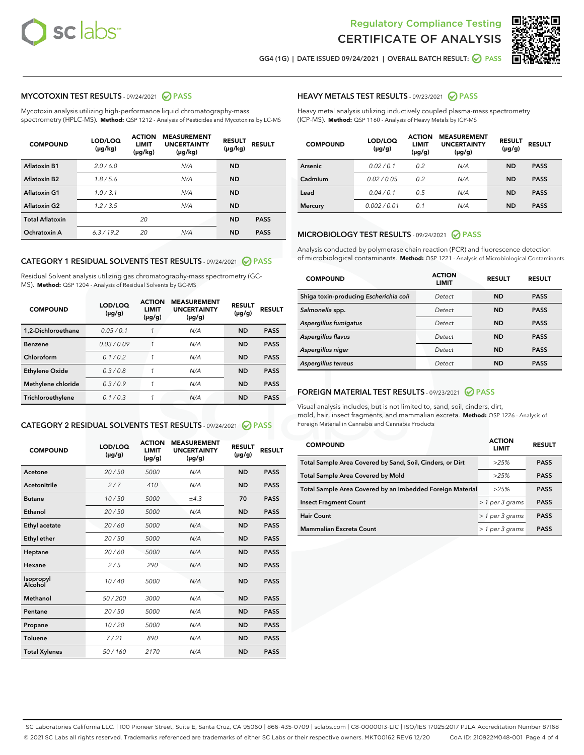Regulatory Compliance Testing
# CERTIFICATE OF ANALYSIS

GG4 (1G) | DATE ISSUED 09/24/2021 | OVERALL BATCH RESULT: PASS

## MYCOTOXIN TEST RESULTS - 09/24/2021 PASS

Mycotoxin analysis utilizing high-performance liquid chromatography-mass spectrometry (HPLC-MS). **Method:** QSP 1212 - Analysis of Pesticides and Mycotoxins by LC-MS

| COMPOUND | LOD/LOQ (μg/kg) | ACTION LIMIT (μg/kg) | MEASUREMENT UNCERTAINTY (μg/kg) | RESULT (μg/kg) | RESULT |
|---|---|---|---|---|---|
| Aflatoxin B1 | 2.0 / 6.0 | | N/A | ND | |
| Aflatoxin B2 | 1.8 / 5.6 | | N/A | ND | |
| Aflatoxin G1 | 1.0 / 3.1 | | N/A | ND | |
| Aflatoxin G2 | 1.2 / 3.5 | | N/A | ND | |
| Total Aflatoxin | | 20 | | ND | PASS |
| Ochratoxin A | 6.3 / 19.2 | 20 | N/A | ND | PASS |

## CATEGORY 1 RESIDUAL SOLVENTS TEST RESULTS - 09/24/2021 PASS

Residual Solvent analysis utilizing gas chromatography-mass spectrometry (GC-MS). **Method:** QSP 1204 - Analysis of Residual Solvents by GC-MS

| COMPOUND | LOD/LOQ (μg/g) | ACTION LIMIT (μg/g) | MEASUREMENT UNCERTAINTY (μg/g) | RESULT (μg/g) | RESULT |
|---|---|---|---|---|---|
| 1,2-Dichloroethane | 0.05 / 0.1 | 1 | N/A | ND | PASS |
| Benzene | 0.03 / 0.09 | 1 | N/A | ND | PASS |
| Chloroform | 0.1 / 0.2 | 1 | N/A | ND | PASS |
| Ethylene Oxide | 0.3 / 0.8 | 1 | N/A | ND | PASS |
| Methylene chloride | 0.3 / 0.9 | 1 | N/A | ND | PASS |
| Trichloroethylene | 0.1 / 0.3 | 1 | N/A | ND | PASS |

## CATEGORY 2 RESIDUAL SOLVENTS TEST RESULTS - 09/24/2021 PASS

| COMPOUND | LOD/LOQ (μg/g) | ACTION LIMIT (μg/g) | MEASUREMENT UNCERTAINTY (μg/g) | RESULT (μg/g) | RESULT |
|---|---|---|---|---|---|
| Acetone | 20 / 50 | 5000 | N/A | ND | PASS |
| Acetonitrile | 2 / 7 | 410 | N/A | ND | PASS |
| Butane | 10 / 50 | 5000 | ±4.3 | 70 | PASS |
| Ethanol | 20 / 50 | 5000 | N/A | ND | PASS |
| Ethyl acetate | 20 / 60 | 5000 | N/A | ND | PASS |
| Ethyl ether | 20 / 50 | 5000 | N/A | ND | PASS |
| Heptane | 20 / 60 | 5000 | N/A | ND | PASS |
| Hexane | 2 / 5 | 290 | N/A | ND | PASS |
| Isopropyl Alcohol | 10 / 40 | 5000 | N/A | ND | PASS |
| Methanol | 50 / 200 | 3000 | N/A | ND | PASS |
| Pentane | 20 / 50 | 5000 | N/A | ND | PASS |
| Propane | 10 / 20 | 5000 | N/A | ND | PASS |
| Toluene | 7 / 21 | 890 | N/A | ND | PASS |
| Total Xylenes | 50 / 160 | 2170 | N/A | ND | PASS |

## HEAVY METALS TEST RESULTS - 09/23/2021 PASS

Heavy metal analysis utilizing inductively coupled plasma-mass spectrometry (ICP-MS). **Method:** QSP 1160 - Analysis of Heavy Metals by ICP-MS

| COMPOUND | LOD/LOQ (μg/g) | ACTION LIMIT (μg/g) | MEASUREMENT UNCERTAINTY (μg/g) | RESULT (μg/g) | RESULT |
|---|---|---|---|---|---|
| Arsenic | 0.02 / 0.1 | 0.2 | N/A | ND | PASS |
| Cadmium | 0.02 / 0.05 | 0.2 | N/A | ND | PASS |
| Lead | 0.04 / 0.1 | 0.5 | N/A | ND | PASS |
| Mercury | 0.002 / 0.01 | 0.1 | N/A | ND | PASS |

## MICROBIOLOGY TEST RESULTS - 09/24/2021 PASS

Analysis conducted by polymerase chain reaction (PCR) and fluorescence detection of microbiological contaminants. **Method:** QSP 1221 - Analysis of Microbiological Contaminants

| COMPOUND | ACTION LIMIT | RESULT | RESULT |
|---|---|---|---|
| Shiga toxin-producing *Escherichia coli* | Detect | ND | PASS |
| *Salmonella* spp. | Detect | ND | PASS |
| *Aspergillus fumigatus* | Detect | ND | PASS |
| *Aspergillus flavus* | Detect | ND | PASS |
| *Aspergillus niger* | Detect | ND | PASS |
| *Aspergillus terreus* | Detect | ND | PASS |

## FOREIGN MATERIAL TEST RESULTS - 09/23/2021 PASS

Visual analysis includes, but is not limited to, sand, soil, cinders, dirt, mold, hair, insect fragments, and mammalian excreta. **Method:** QSP 1226 - Analysis of Foreign Material in Cannabis and Cannabis Products

| COMPOUND | ACTION LIMIT | RESULT |
|---|---|---|
| Total Sample Area Covered by Sand, Soil, Cinders, or Dirt | >25% | PASS |
| Total Sample Area Covered by Mold | >25% | PASS |
| Total Sample Area Covered by an Imbedded Foreign Material | >25% | PASS |
| Insect Fragment Count | > 1 per 3 grams | PASS |
| Hair Count | > 1 per 3 grams | PASS |
| Mammalian Excreta Count | > 1 per 3 grams | PASS |

SC Laboratories California LLC. | 100 Pioneer Street, Suite E, Santa Cruz, CA 95060 | 866-435-0709 | sclabs.com | C8-0000013-LIC | ISO/IES 17025:2017 PJLA Accreditation Number 87168
© 2021 SC Labs all rights reserved. Trademarks referenced are trademarks of either SC Labs or their respective owners. MKT00162 REV6 12/20 CoA ID: 210922M048-001